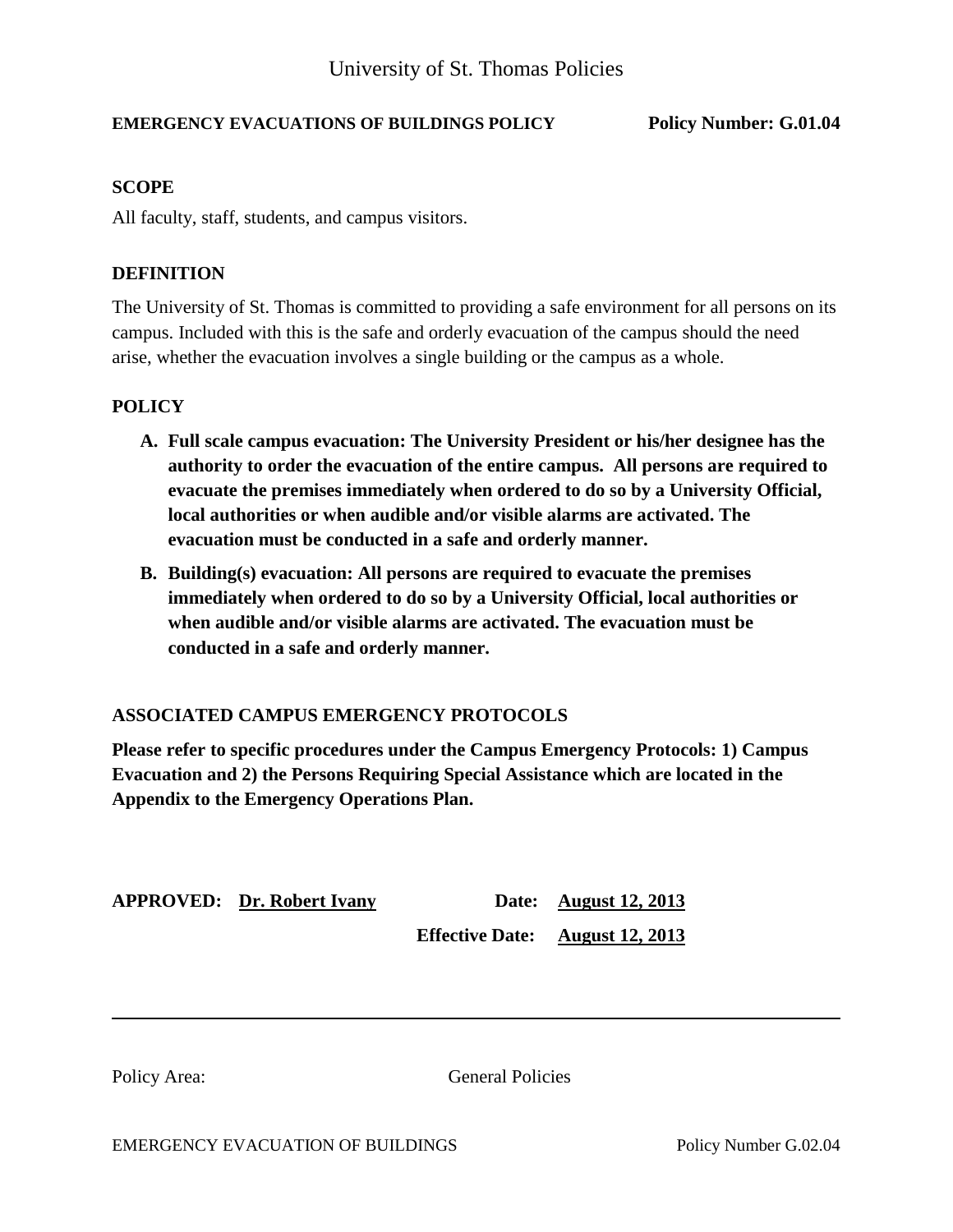# University of St. Thomas Policies

**EMERGENCY EVACUATIONS OF BUILDINGS POLICY** **Policy Number: G.01.04**

## SCOPE

All faculty, staff, students, and campus visitors.

## DEFINITION

The University of St. Thomas is committed to providing a safe environment for all persons on its campus. Included with this is the safe and orderly evacuation of the campus should the need arise, whether the evacuation involves a single building or the campus as a whole.

## POLICY

A. **Full scale campus evacuation: The University President or his/her designee has the authority to order the evacuation of the entire campus. All persons are required to evacuate the premises immediately when ordered to do so by a University Official, local authorities or when audible and/or visible alarms are activated. The evacuation must be conducted in a safe and orderly manner.**

B. **Building(s) evacuation: All persons are required to evacuate the premises immediately when ordered to do so by a University Official, local authorities or when audible and/or visible alarms are activated. The evacuation must be conducted in a safe and orderly manner.**

## ASSOCIATED CAMPUS EMERGENCY PROTOCOLS

**Please refer to specific procedures under the Campus Emergency Protocols: 1) Campus Evacuation and 2) the Persons Requiring Special Assistance which are located in the Appendix to the Emergency Operations Plan.**

**APPROVED:** **Dr. Robert Ivany** **Date:** **August 12, 2013**

**Effective Date:** **August 12, 2013**

---

Policy Area: General Policies

EMERGENCY EVACUATION OF BUILDINGS Policy Number G.02.04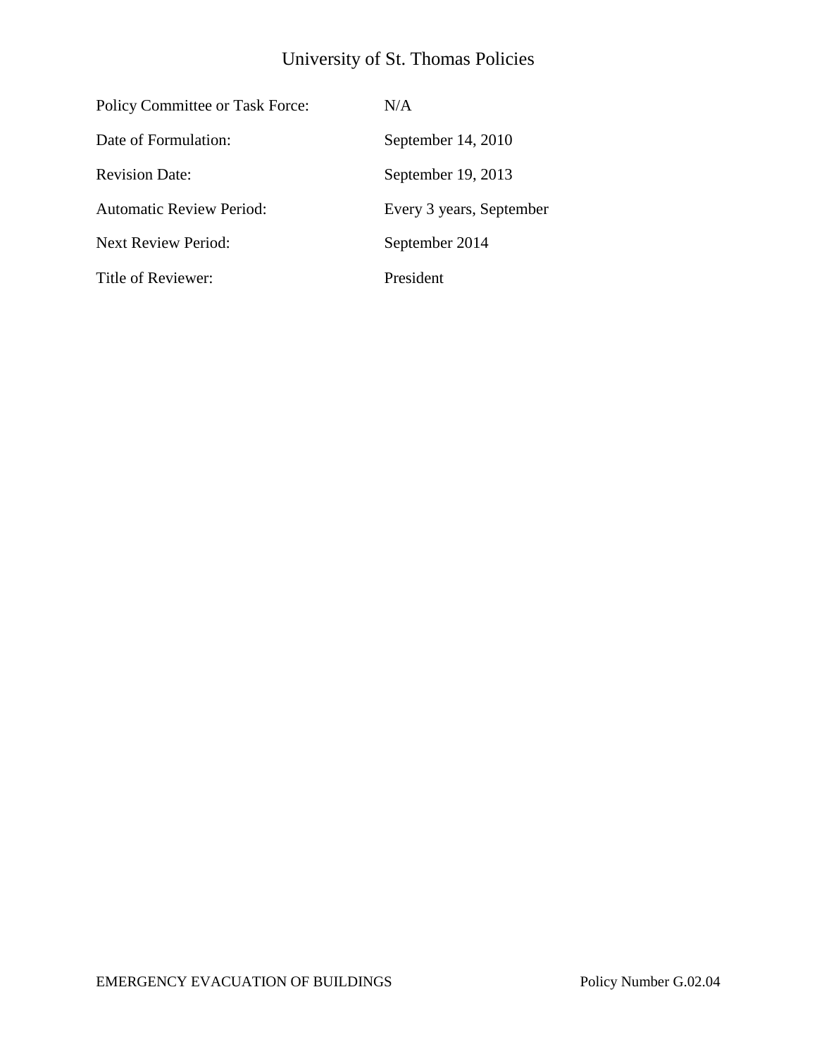| | |
|---|---|
| Policy Committee or Task Force: | N/A |
| Date of Formulation: | September 14, 2010 |
| Revision Date: | September 19, 2013 |
| Automatic Review Period: | Every 3 years, September |
| Next Review Period: | September 2014 |
| Title of Reviewer: | President |